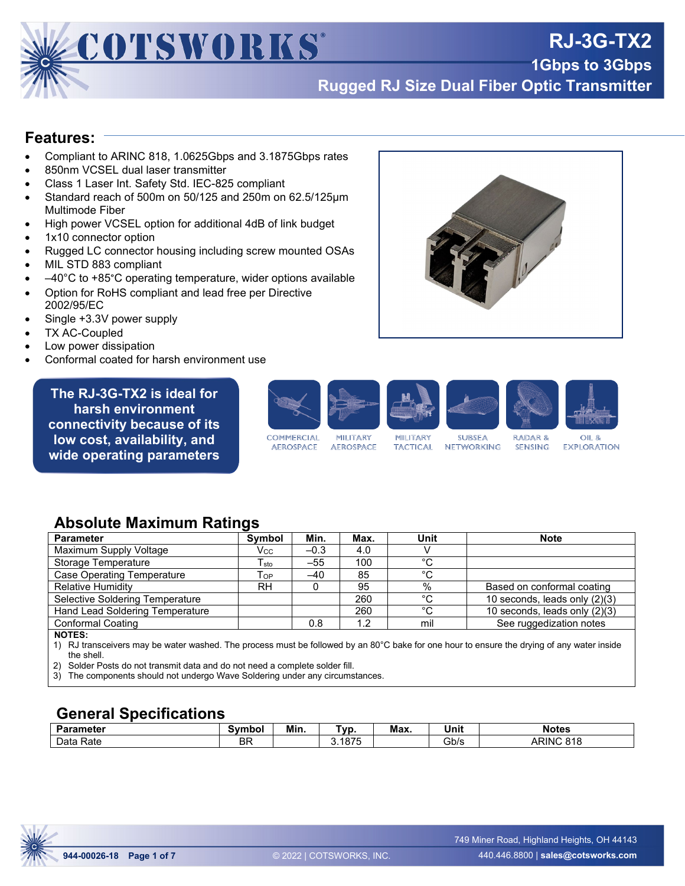# RJ-3G-TX2

## 1Gbps to 3Gbps

## Rugged RJ Size Dual Fiber Optic Transmitter

## Features:

- Compliant to ARINC 818, 1.0625Gbps and 3.1875Gbps rates
- 850nm VCSEL dual laser transmitter
- Class 1 Laser Int. Safety Std. IEC-825 compliant
- Standard reach of 500m on 50/125 and 250m on 62.5/125µm Multimode Fiber
- High power VCSEL option for additional 4dB of link budget
- 1x10 connector option
- Rugged LC connector housing including screw mounted OSAs
- MIL STD 883 compliant
- –40°C to +85°C operating temperature, wider options available
- Option for RoHS compliant and lead free per Directive 2002/95/EC
- Single +3.3V power supply
- TX AC-Coupled
- Low power dissipation
- Conformal coated for harsh environment use

**The RJ-3G-TX2 is ideal for harsh environment connectivity because of its low cost, availability, and wide operating parameters**

COMMERCIAL AEROSPACE · MILITARY AEROSPACE · MILITARY TACTICAL · SUBSEA NETWORKING · RADAR & SENSING · OIL & EXPLORATION

## Absolute Maximum Ratings

| Parameter | Symbol | Min. | Max. | Unit | Note |
|---|---|---|---|---|---|
| Maximum Supply Voltage | $V_{CC}$ | –0.3 | 4.0 | V | |
| Storage Temperature | $T_{sto}$ | –55 | 100 | °C | |
| Case Operating Temperature | $T_{OP}$ | –40 | 85 | °C | |
| Relative Humidity | RH | 0 | 95 | % | Based on conformal coating |
| Selective Soldering Temperature | | | 260 | °C | 10 seconds, leads only (2)(3) |
| Hand Lead Soldering Temperature | | | 260 | °C | 10 seconds, leads only (2)(3) |
| Conformal Coating | | 0.8 | 1.2 | mil | See ruggedization notes |

**NOTES:**

1) RJ transceivers may be water washed. The process must be followed by an 80°C bake for one hour to ensure the drying of any water inside the shell.
2) Solder Posts do not transmit data and do not need a complete solder fill.
3) The components should not undergo Wave Soldering under any circumstances.

## General Specifications

| Parameter | Symbol | Min. | Typ. | Max. | Unit | Notes |
|---|---|---|---|---|---|---|
| Data Rate | BR | | 3.1875 | | Gb/s | ARINC 818 |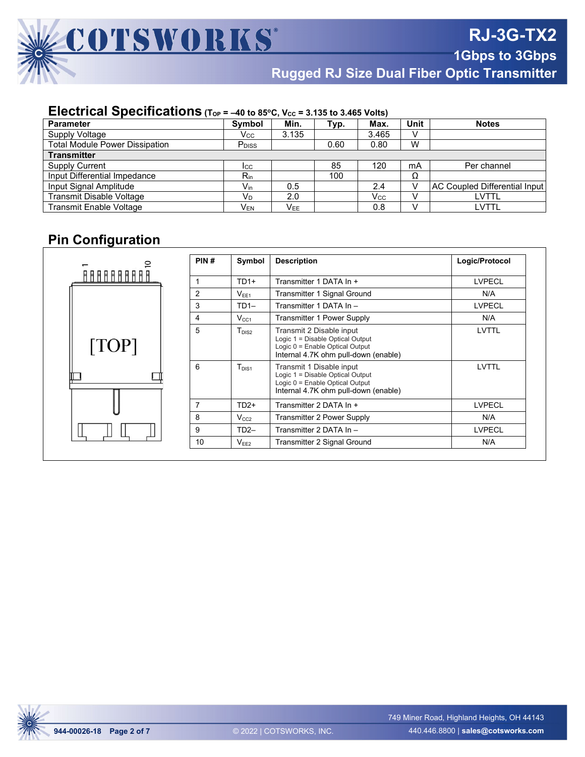## Electrical Specifications ($T_{OP}$ = –40 to 85ºC, $V_{CC}$ = 3.135 to 3.465 Volts)

| Parameter | Symbol | Min. | Typ. | Max. | Unit | Notes |
|---|---|---|---|---|---|---|
| Supply Voltage | $V_{CC}$ | 3.135 | | 3.465 | V | |
| Total Module Power Dissipation | $P_{DISS}$ | | 0.60 | 0.80 | W | |
| **Transmitter** | | | | | | |
| Supply Current | $I_{CC}$ | | 85 | 120 | mA | Per channel |
| Input Differential Impedance | $R_{in}$ | | 100 | | Ω | |
| Input Signal Amplitude | $V_{in}$ | 0.5 | | 2.4 | V | AC Coupled Differential Input |
| Transmit Disable Voltage | $V_D$ | 2.0 | | $V_{CC}$ | V | LVTTL |
| Transmit Enable Voltage | $V_{EN}$ | $V_{EE}$ | | 0.8 | V | LVTTL |

## Pin Configuration

1 10

[TOP]

| PIN # | Symbol | Description | Logic/Protocol |
|---|---|---|---|
| 1 | TD1+ | Transmitter 1 DATA In + | LVPECL |
| 2 | $V_{EE1}$ | Transmitter 1 Signal Ground | N/A |
| 3 | TD1– | Transmitter 1 DATA In – | LVPECL |
| 4 | $V_{CC1}$ | Transmitter 1 Power Supply | N/A |
| 5 | $T_{DIS2}$ | Transmit 2 Disable input<br>Logic 1 = Disable Optical Output<br>Logic 0 = Enable Optical Output<br>Internal 4.7K ohm pull-down (enable) | LVTTL |
| 6 | $T_{DIS1}$ | Transmit 1 Disable input<br>Logic 1 = Disable Optical Output<br>Logic 0 = Enable Optical Output<br>Internal 4.7K ohm pull-down (enable) | LVTTL |
| 7 | TD2+ | Transmitter 2 DATA In + | LVPECL |
| 8 | $V_{CC2}$ | Transmitter 2 Power Supply | N/A |
| 9 | TD2– | Transmitter 2 DATA In – | LVPECL |
| 10 | $V_{EE2}$ | Transmitter 2 Signal Ground | N/A |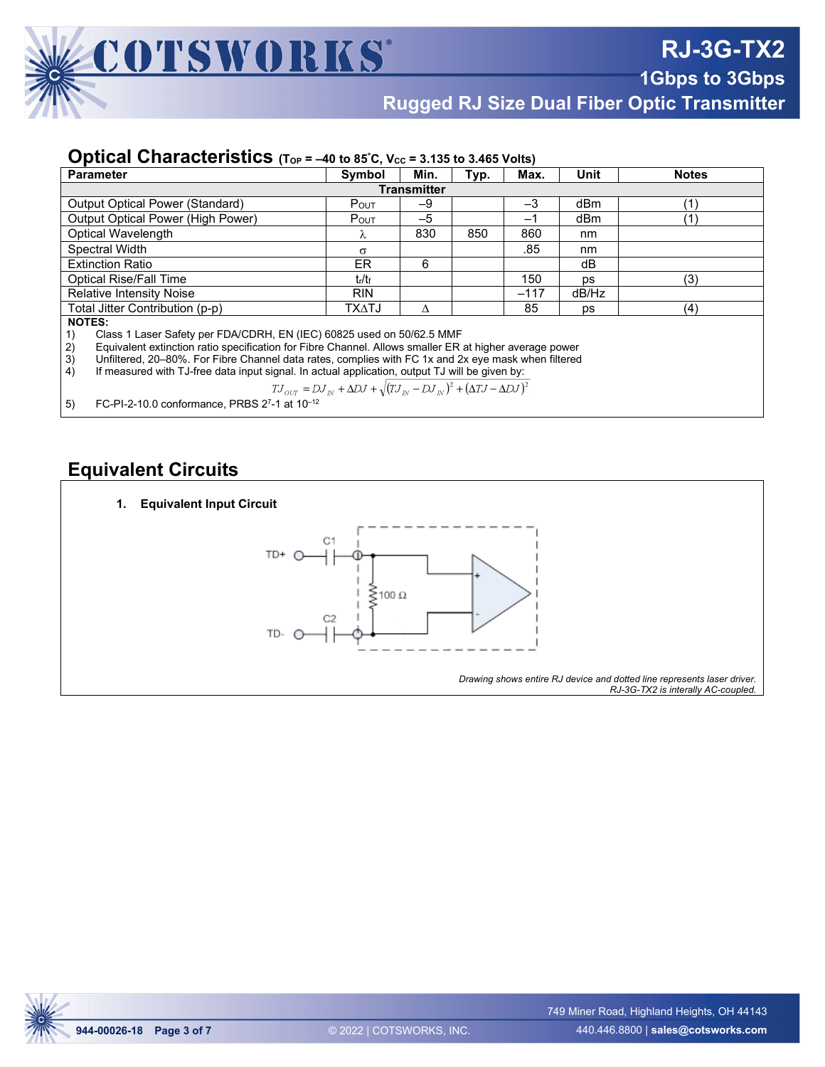## Optical Characteristics ($T_{OP}$ = –40 to 85˚C, $V_{CC}$ = 3.135 to 3.465 Volts)

| Parameter | Symbol | Min. | Typ. | Max. | Unit | Notes |
|---|---|---|---|---|---|---|
| **Transmitter** | | | | | | |
| Output Optical Power (Standard) | $P_{OUT}$ | –9 | | –3 | dBm | (1) |
| Output Optical Power (High Power) | $P_{OUT}$ | –5 | | –1 | dBm | (1) |
| Optical Wavelength | $\lambda$ | 830 | 850 | 860 | nm | |
| Spectral Width | $\sigma$ | | | .85 | nm | |
| Extinction Ratio | ER | 6 | | | dB | |
| Optical Rise/Fall Time | $t_r/t_f$ | | | 150 | ps | (3) |
| Relative Intensity Noise | RIN | | | –117 | dB/Hz | |
| Total Jitter Contribution (p-p) | TX$\Delta$TJ | $\Delta$ | | 85 | ps | (4) |

**NOTES:**

1) Class 1 Laser Safety per FDA/CDRH, EN (IEC) 60825 used on 50/62.5 MMF
2) Equivalent extinction ratio specification for Fibre Channel. Allows smaller ER at higher average power
3) Unfiltered, 20–80%. For Fibre Channel data rates, complies with FC 1x and 2x eye mask when filtered
4) If measured with TJ-free data input signal. In actual application, output TJ will be given by:

$$TJ_{OUT} = DJ_{IN} + \Delta DJ + \sqrt{(TJ_{IN} - DJ_{IN})^2 + (\Delta TJ - \Delta DJ)^2}$$

5) FC-PI-2-10.0 conformance, PRBS $2^7$-1 at $10^{-12}$

## Equivalent Circuits

**1. Equivalent Input Circuit**

TD+ — C1 — 100 Ω — C2 — TD-

*Drawing shows entire RJ device and dotted line represents laser driver. RJ-3G-TX2 is interally AC-coupled.*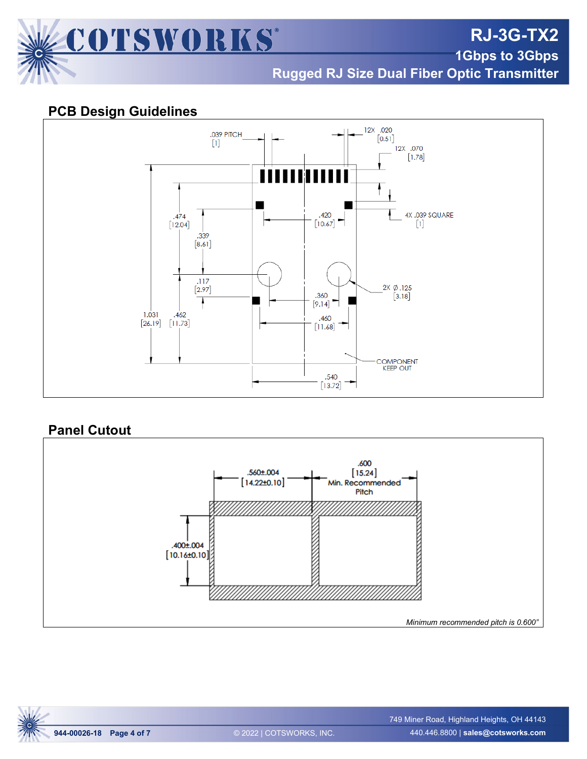## PCB Design Guidelines

.039 PITCH [1]

12X .020 [0.51]

12X .070 [1.78]

4X .039 SQUARE [1]

.474 [12.04]

.339 [8.61]

.420 [10.67]

.117 [2.97]

2X Ø .125 [3.18]

.360 [9.14]

1.031 [26.19]

.462 [11.73]

.460 [11.68]

COMPONENT KEEP OUT

.540 [13.72]

## Panel Cutout

.560±.004 [14.22±0.10]

.600 [15.24] Min. Recommended Pitch

.400±.004 [10.16±0.10]

*Minimum recommended pitch is 0.600"*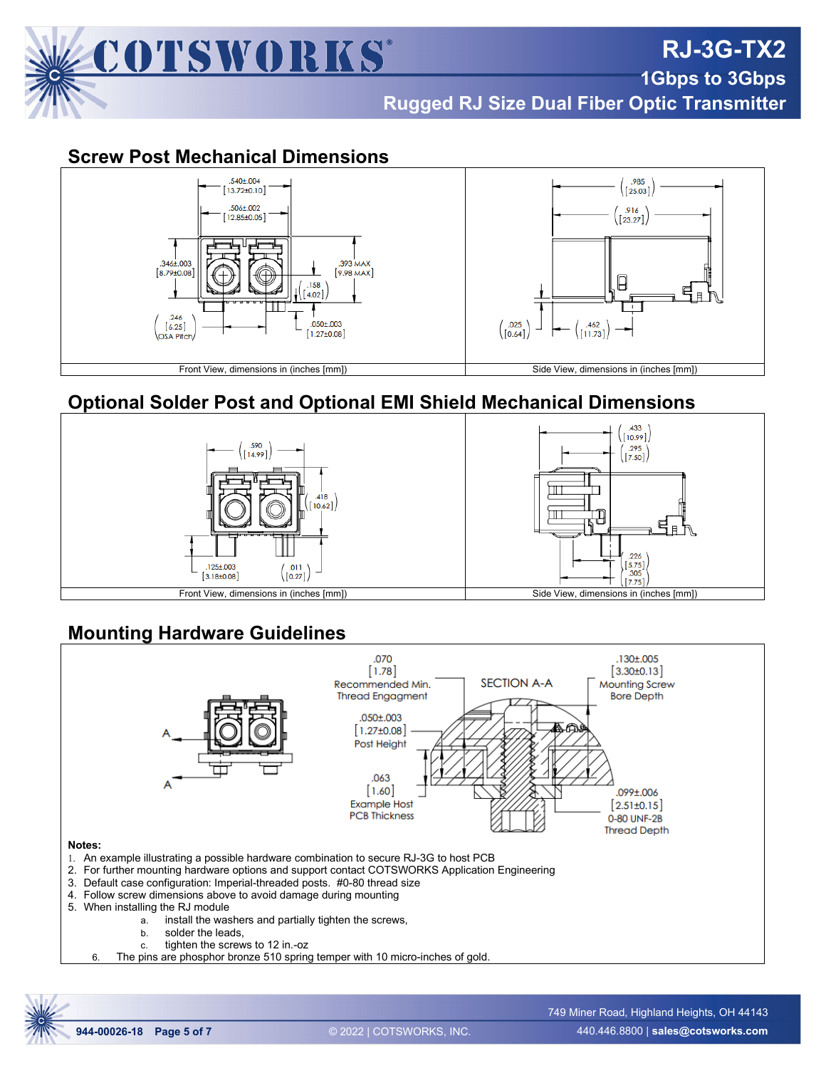## Screw Post Mechanical Dimensions

| Front View, dimensions in (inches [mm]) | Side View, dimensions in (inches [mm]) |
| --- | --- |

## Optional Solder Post and Optional EMI Shield Mechanical Dimensions

| Front View, dimensions in (inches [mm]) | Side View, dimensions in (inches [mm]) |
| --- | --- |

## Mounting Hardware Guidelines

**Notes:**

1. An example illustrating a possible hardware combination to secure RJ-3G to host PCB
2. For further mounting hardware options and support contact COTSWORKS Application Engineering
3. Default case configuration: Imperial-threaded posts. #0-80 thread size
4. Follow screw dimensions above to avoid damage during mounting
5. When installing the RJ module
   a. install the washers and partially tighten the screws,
   b. solder the leads,
   c. tighten the screws to 12 in.-oz
6. The pins are phosphor bronze 510 spring temper with 10 micro-inches of gold.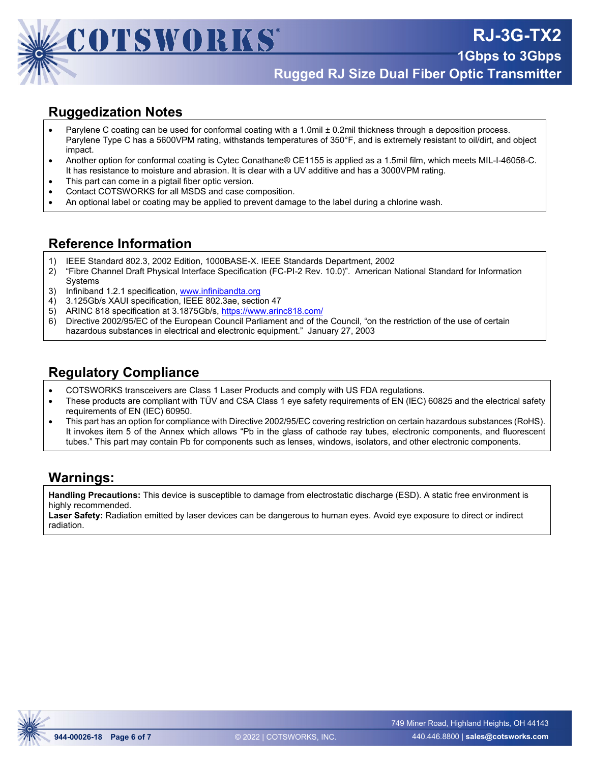## Ruggedization Notes

- Parylene C coating can be used for conformal coating with a 1.0mil ± 0.2mil thickness through a deposition process. Parylene Type C has a 5600VPM rating, withstands temperatures of 350°F, and is extremely resistant to oil/dirt, and object impact.
- Another option for conformal coating is Cytec Conathane® CE1155 is applied as a 1.5mil film, which meets MIL-I-46058-C. It has resistance to moisture and abrasion. It is clear with a UV additive and has a 3000VPM rating.
- This part can come in a pigtail fiber optic version.
- Contact COTSWORKS for all MSDS and case composition.
- An optional label or coating may be applied to prevent damage to the label during a chlorine wash.

## Reference Information

1) IEEE Standard 802.3, 2002 Edition, 1000BASE-X. IEEE Standards Department, 2002
2) “Fibre Channel Draft Physical Interface Specification (FC-PI-2 Rev. 10.0)”. American National Standard for Information Systems
3) Infiniband 1.2.1 specification, www.infinibandta.org
4) 3.125Gb/s XAUI specification, IEEE 802.3ae, section 47
5) ARINC 818 specification at 3.1875Gb/s, https://www.arinc818.com/
6) Directive 2002/95/EC of the European Council Parliament and of the Council, “on the restriction of the use of certain hazardous substances in electrical and electronic equipment.” January 27, 2003

## Regulatory Compliance

- COTSWORKS transceivers are Class 1 Laser Products and comply with US FDA regulations.
- These products are compliant with TÜV and CSA Class 1 eye safety requirements of EN (IEC) 60825 and the electrical safety requirements of EN (IEC) 60950.
- This part has an option for compliance with Directive 2002/95/EC covering restriction on certain hazardous substances (RoHS). It invokes item 5 of the Annex which allows “Pb in the glass of cathode ray tubes, electronic components, and fluorescent tubes.” This part may contain Pb for components such as lenses, windows, isolators, and other electronic components.

## Warnings:

**Handling Precautions:** This device is susceptible to damage from electrostatic discharge (ESD). A static free environment is highly recommended.
**Laser Safety:** Radiation emitted by laser devices can be dangerous to human eyes. Avoid eye exposure to direct or indirect radiation.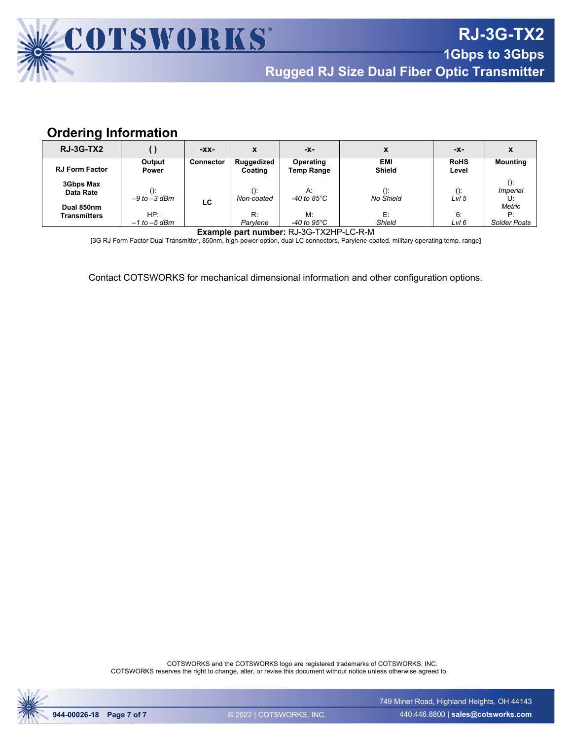## Ordering Information

| RJ-3G-TX2 | ( ) | -xx- | x | -x- | x | -x- | x |
|---|---|---|---|---|---|---|---|
| **RJ Form Factor**<br><br>**3Gbps Max Data Rate**<br><br>**Dual 850nm Transmitters** | **Output Power**<br><br>():<br>*–9 to –3 dBm*<br><br>HP:<br>*–1 to –5 dBm* | **Connector**<br><br>**LC** | **Ruggedized Coating**<br><br>():<br>*Non-coated*<br><br>R:<br>*Parylene* | **Operating Temp Range**<br><br>A:<br>*-40 to 85°C*<br><br>M:<br>*-40 to 95°C* | **EMI Shield**<br><br>():<br>*No Shield*<br><br>E:<br>*Shield* | **RoHS Level**<br><br>():<br>*Lvl 5*<br><br>6:<br>*Lvl 6* | **Mounting**<br><br>():<br>*Imperial*<br>U:<br>*Metric*<br>P:<br>*Solder Posts* |

**Example part number:** RJ-3G-TX2HP-LC-R-M

**[**3G RJ Form Factor Dual Transmitter, 850nm, high-power option, dual LC connectors, Parylene-coated, military operating temp. range**]**

Contact COTSWORKS for mechanical dimensional information and other configuration options.

COTSWORKS and the COTSWORKS logo are registered trademarks of COTSWORKS, INC.
COTSWORKS reserves the right to change, alter, or revise this document without notice unless otherwise agreed to.